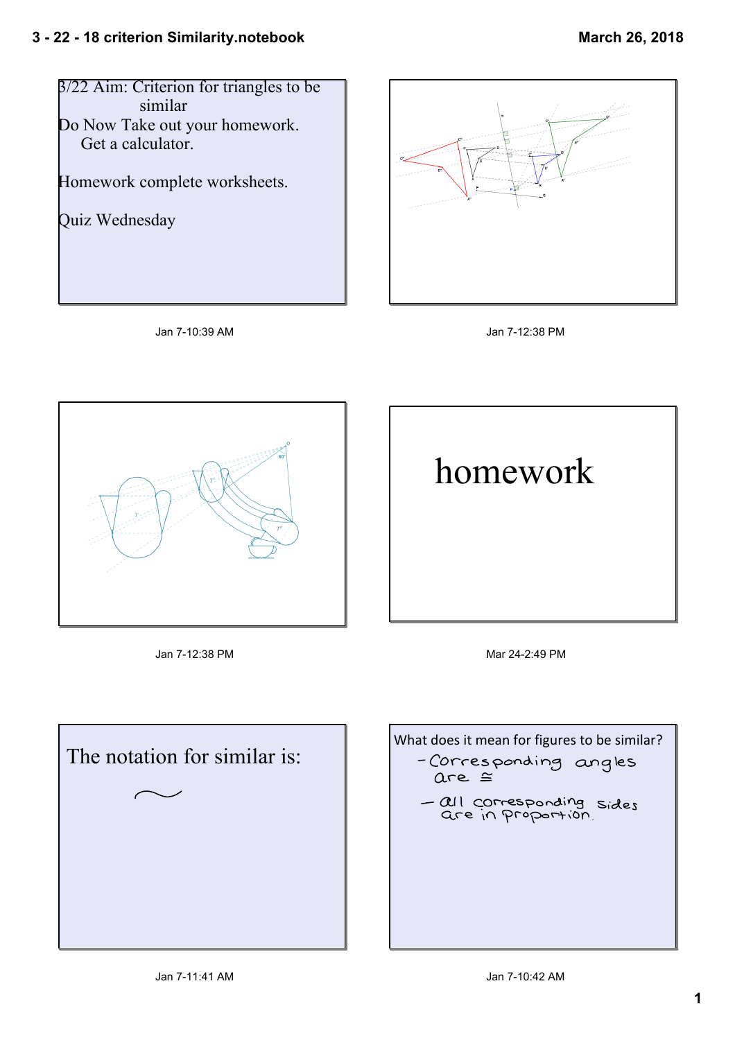3/22 Aim: Criterion for triangles to be similar

Do Now Take out your homework.
Get a calculator.

Homework complete worksheets.

Quiz Wednesday

Jan 7-10:39 AM

Jan 7-12:38 PM

Jan 7-12:38 PM

# homework

Mar 24-2:49 PM

The notation for similar is:

$\sim$

Jan 7-11:41 AM

What does it mean for figures to be similar?

- Corresponding angles are $\cong$
- all corresponding sides are in proportion.

Jan 7-10:42 AM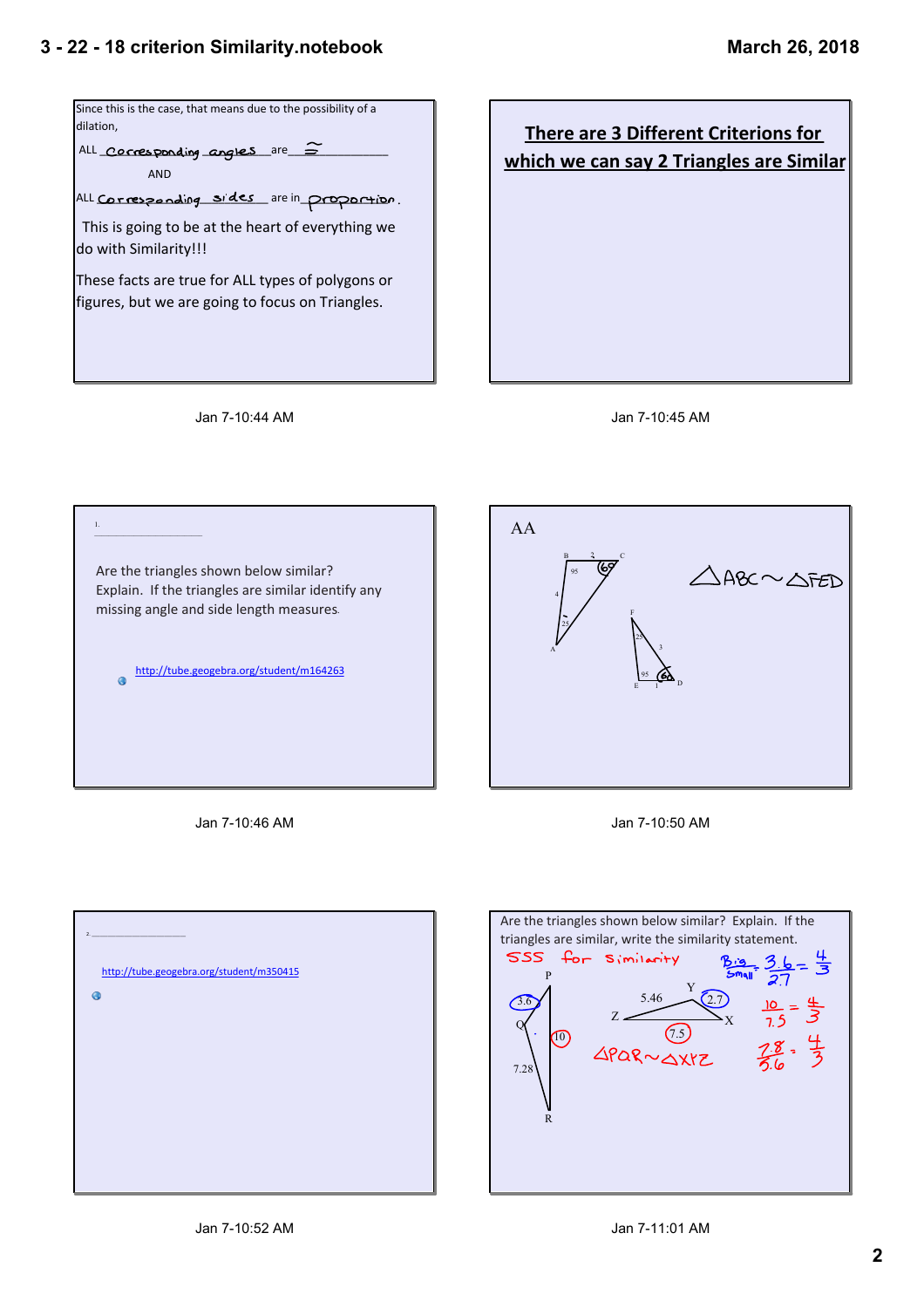Since this is the case, that means due to the possibility of a dilation,

ALL corresponding angles are $\cong$

AND

ALL corresponding sides are in proportion.

This is going to be at the heart of everything we do with Similarity!!!

These facts are true for ALL types of polygons or figures, but we are going to focus on Triangles.

Jan 7-10:44 AM

## There are 3 Different Criterions for which we can say 2 Triangles are Similar

Jan 7-10:45 AM

1.

Are the triangles shown below similar? Explain. If the triangles are similar identify any missing angle and side length measures.

http://tube.geogebra.org/student/m164263

Jan 7-10:46 AM

AA

B 2 C, 95, 60, 4, 25, A

F, 25, 3, 95, 60, E 1 D

$\triangle ABC \sim \triangle FED$

Jan 7-10:50 AM

2.

http://tube.geogebra.org/student/m350415

Jan 7-10:52 AM

Are the triangles shown below similar? Explain. If the triangles are similar, write the similarity statement.

SSS for Similarity

P, 3.6, Q, 10, 7.28, R

Y, 5.46, 2.7, Z, X, 7.5

$\triangle PQR \sim \triangle XYZ$

$\frac{\text{Big}}{\text{Small}} = \frac{3.6}{2.7} = \frac{4}{3}$

$\frac{10}{7.5} = \frac{4}{3}$

$\frac{7.28}{5.46} = \frac{4}{3}$

Jan 7-11:01 AM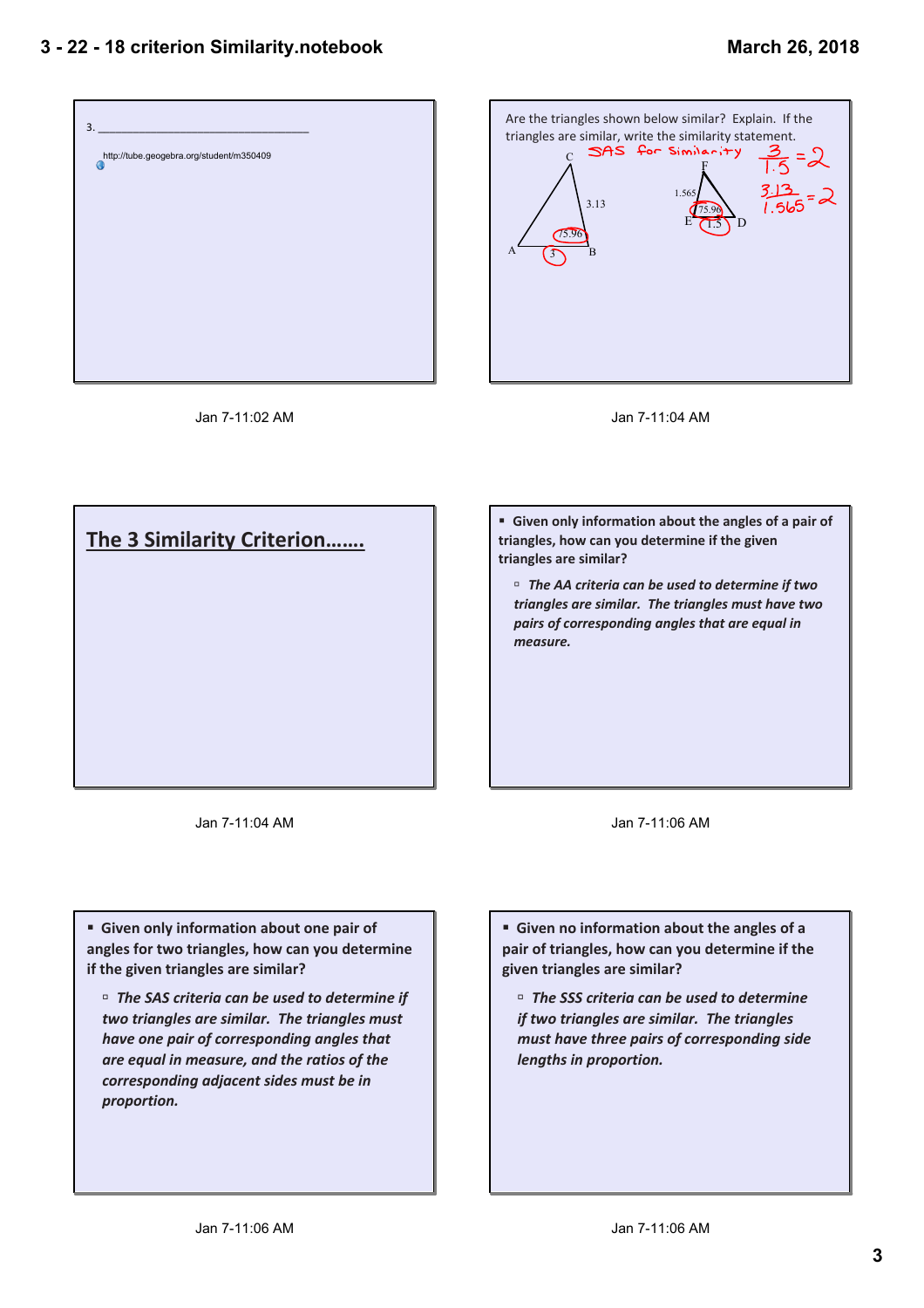3. ______________________________

http://tube.geogebra.org/student/m350409

Jan 7-11:02 AM

Are the triangles shown below similar? Explain. If the triangles are similar, write the similarity statement.

SAS for Similarity

C, A, B: 3.13, 75.96, 3

F, E, D: 1.565, 75.96, 1.5

$\frac{3}{1.5} = 2$

$\frac{3.13}{1.565} = 2$

Jan 7-11:04 AM

## The 3 Similarity Criterion.......

Jan 7-11:04 AM

- **Given only information about the angles of a pair of triangles, how can you determine if the given triangles are similar?**
  - ***The AA criteria can be used to determine if two triangles are similar. The triangles must have two pairs of corresponding angles that are equal in measure.***

Jan 7-11:06 AM

- **Given only information about one pair of angles for two triangles, how can you determine if the given triangles are similar?**
  - ***The SAS criteria can be used to determine if two triangles are similar. The triangles must have one pair of corresponding angles that are equal in measure, and the ratios of the corresponding adjacent sides must be in proportion.***

Jan 7-11:06 AM

- **Given no information about the angles of a pair of triangles, how can you determine if the given triangles are similar?**
  - ***The SSS criteria can be used to determine if two triangles are similar. The triangles must have three pairs of corresponding side lengths in proportion.***

Jan 7-11:06 AM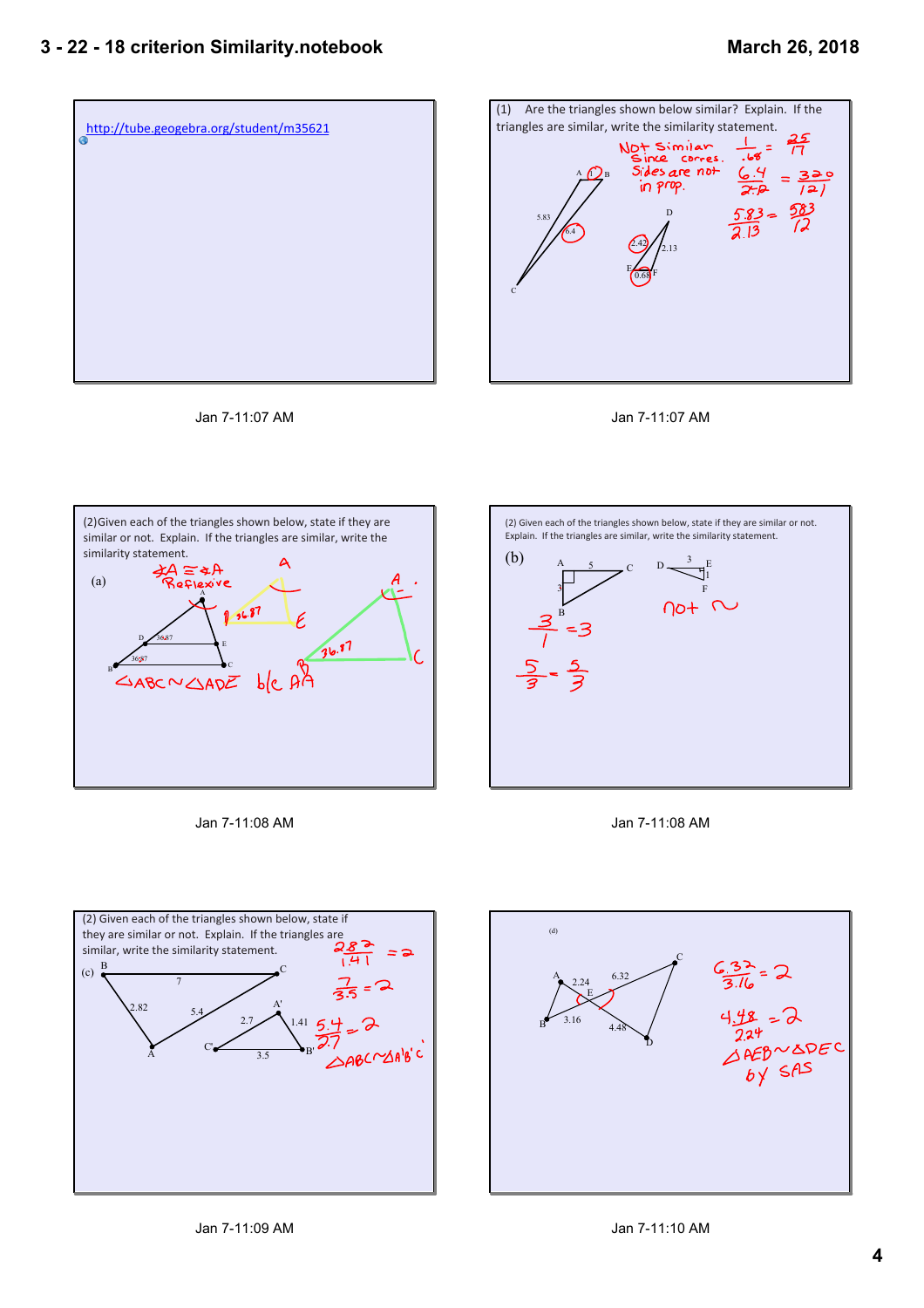http://tube.geogebra.org/student/m35621

Jan 7-11:07 AM

(1) Are the triangles shown below similar? Explain. If the triangles are similar, write the similarity statement.

Not Similar since corres. sides are not in prop.

$\frac{1}{.68} = \frac{25}{17}$

$\frac{6.4}{2.2} = \frac{320}{121}$

$\frac{5.83}{2.13} = \frac{583}{12}$

A, B, C, 1, 5.83, 6.4

D, E, F, 2.42, 2.13, 0.68

Jan 7-11:07 AM

(2) Given each of the triangles shown below, state if they are similar or not. Explain. If the triangles are similar, write the similarity statement.

(a)

$\angle A \cong \angle A$ Reflexive

A, B, C, D, E, 36.87, 36.87

$\triangle ABC \sim \triangle ADE$ b/c AA

Jan 7-11:08 AM

(2) Given each of the triangles shown below, state if they are similar or not. Explain. If the triangles are similar, write the similarity statement.

(b)

A, B, C, 5, 3 — D, E, F, 3, 1

not ~

$\frac{3}{1} = 3$

$\frac{5}{3} = \frac{5}{3}$

Jan 7-11:08 AM

(2) Given each of the triangles shown below, state if they are similar or not. Explain. If the triangles are similar, write the similarity statement.

(c)

B, C, A, 7, 2.82, 5.4 — A', B', C', 2.7, 1.41, 3.5

$\frac{2.82}{1.41} = 2$

$\frac{7}{3.5} = 2$

$\frac{5.4}{2.7} = 2$

$\triangle ABC \sim \triangle A'B'C'$

Jan 7-11:09 AM

(d)

A, B, C, D, E, 2.24, 6.32, 3.16, 4.48

$\frac{6.32}{3.16} = 2$

$\frac{4.48}{2.24} = 2$

$\triangle AEB \sim \triangle DEC$ by SAS

Jan 7-11:10 AM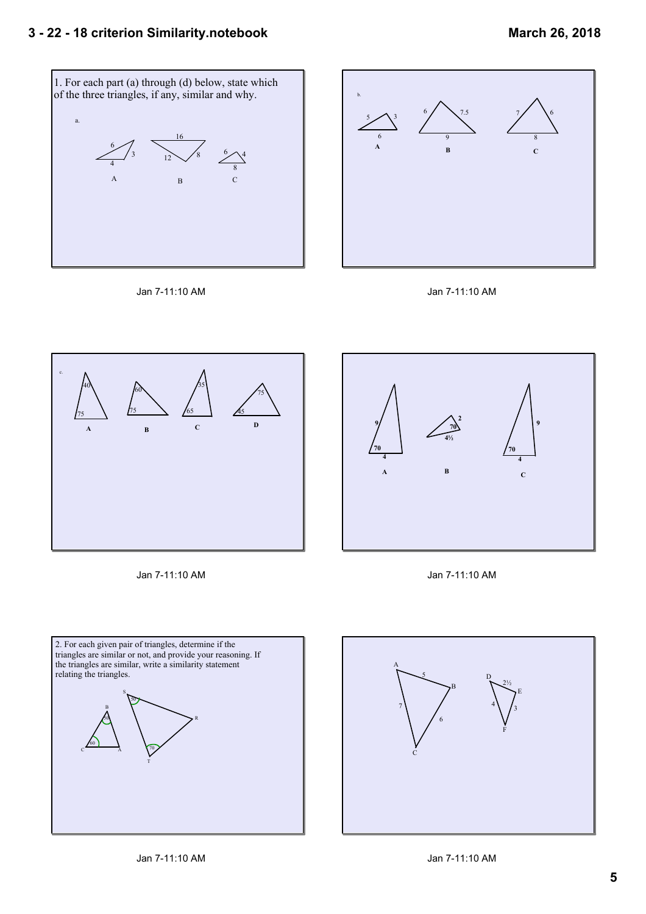1. For each part (a) through (d) below, state which of the three triangles, if any, similar and why.

a.

6, 3, 4 — A

16, 12, 8 — B

6, 4, 8 — C

Jan 7-11:10 AM

b.

5, 3, 6 — **A**

6, 7.5, 9 — **B**

7, 6, 8 — **C**

Jan 7-11:10 AM

c.

40, 75 — **A**

60, 75 — **B**

35, 65 — **C**

45, 75 — **D**

Jan 7-11:10 AM

9, 70, 4 — **A**

2, 70, 4½ — **B**

9, 70, 4 — **C**

Jan 7-11:10 AM

2. For each given pair of triangles, determine if the triangles are similar or not, and provide your reasoning. If the triangles are similar, write a similarity statement relating the triangles.

S 50, T 70, R

B 50, C 60, A

Jan 7-11:10 AM

A, B, C: AB = 5, BC = 6, AC = 7

D, E, F: DE = 2½, EF = 3, DF = 4

Jan 7-11:10 AM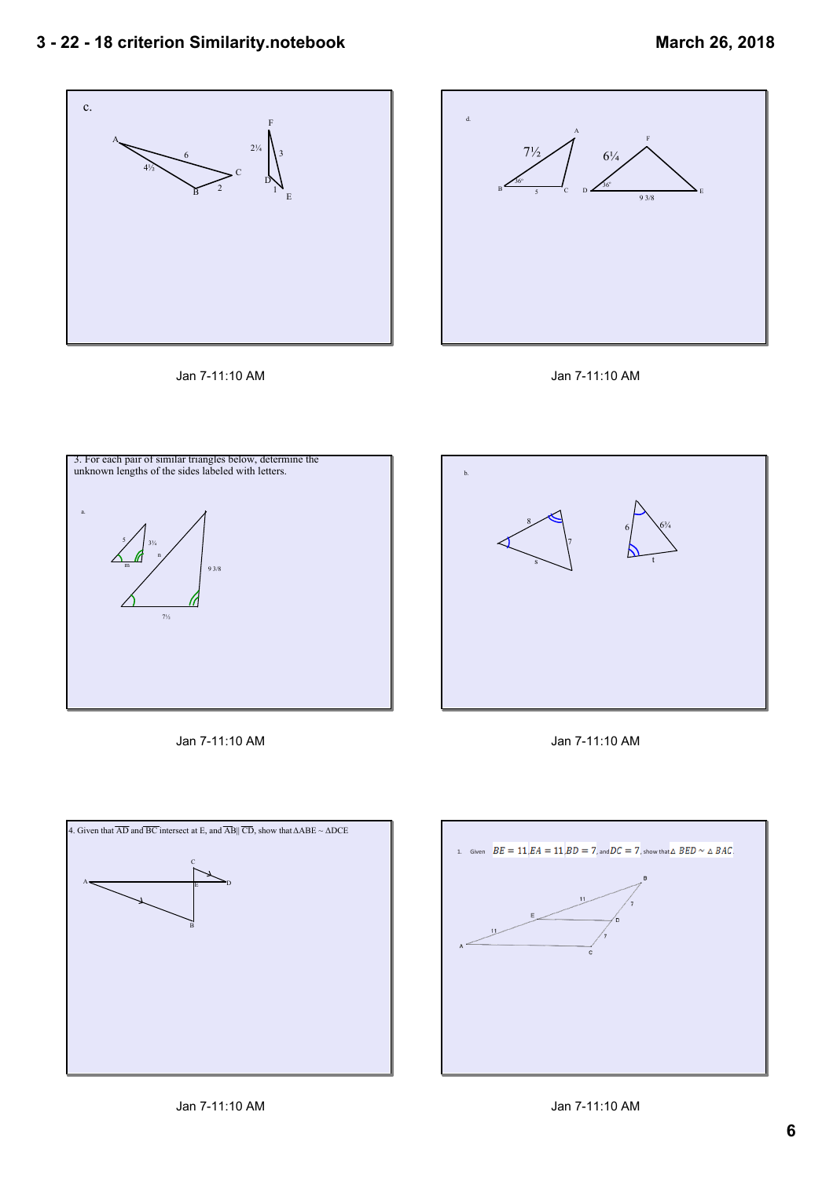c.

A, B, C, D, E, F

6

$4\frac{1}{2}$

2

$2\frac{1}{4}$

3

1

Jan 7-11:10 AM

d.

$7\frac{1}{2}$

$6\frac{1}{4}$

36°

36°

5

9 3/8

Jan 7-11:10 AM

3. For each pair of similar triangles below, determine the unknown lengths of the sides labeled with letters.

a.

5

$3\frac{3}{4}$

m

n

9 3/8

$7\frac{1}{2}$

Jan 7-11:10 AM

b.

8

7

s

6

$6\frac{3}{4}$

t

Jan 7-11:10 AM

4. Given that $\overline{AD}$ and $\overline{BC}$ intersect at E, and $\overline{AB} \parallel \overline{CD}$, show that $\Delta ABE \sim \Delta DCE$

Jan 7-11:10 AM

1. Given $BE = 11$, $EA = 11$, $BD = 7$, and $DC = 7$, show that $\triangle BED \sim \triangle BAC$.

11

7

11

7

Jan 7-11:10 AM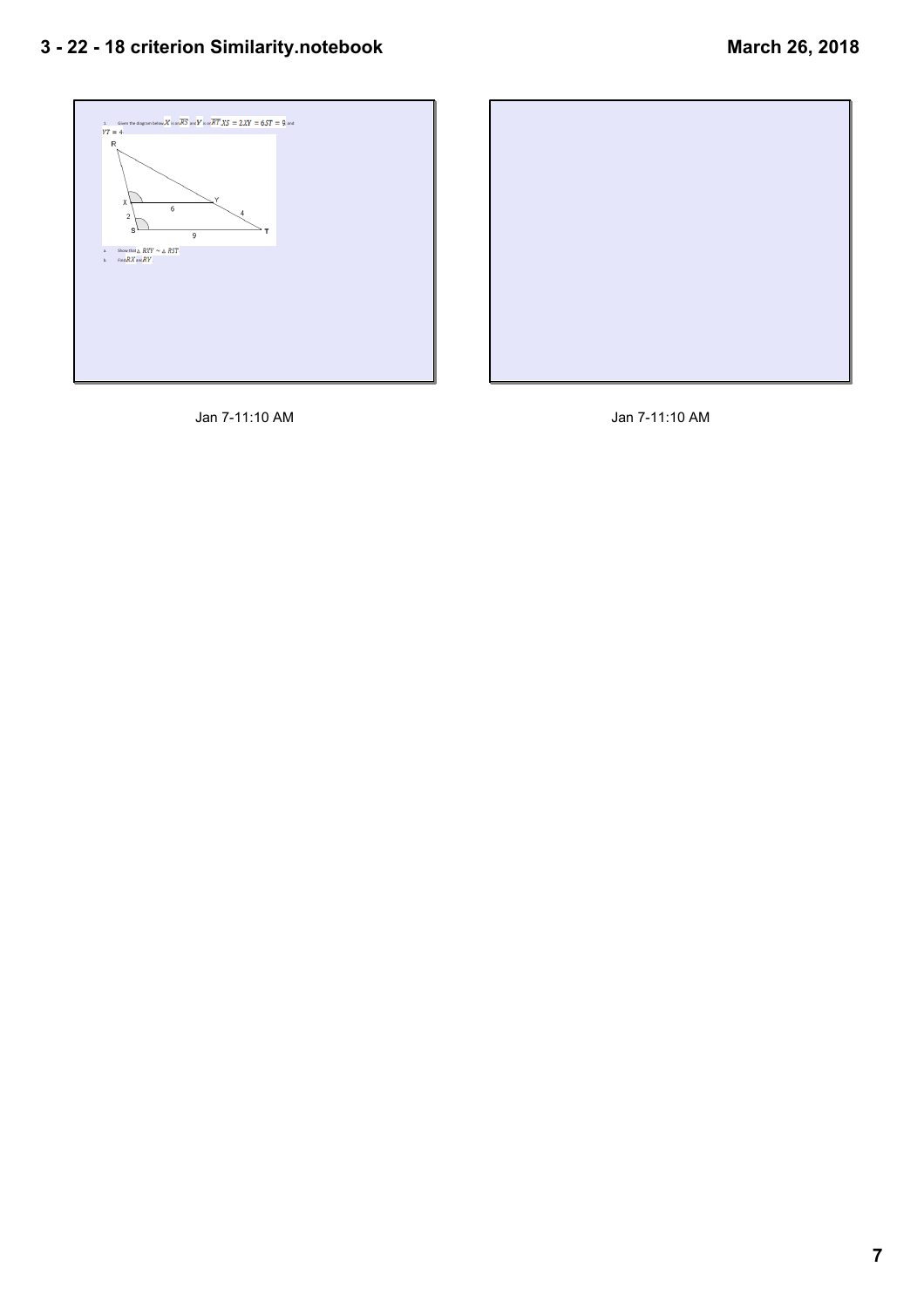1. Given the diagram below, $X$ is on $\overline{RS}$ and $Y$ is on $\overline{RT}$, $XS = 2$, $XY = 6$, $ST = 9$, and $YT = 4$.

R

X

6

Y

4

2

S

9

T

a. Show that $\triangle RXY \sim \triangle RST$.

b. Find $RX$ and $RY$.

Jan 7-11:10 AM

Jan 7-11:10 AM